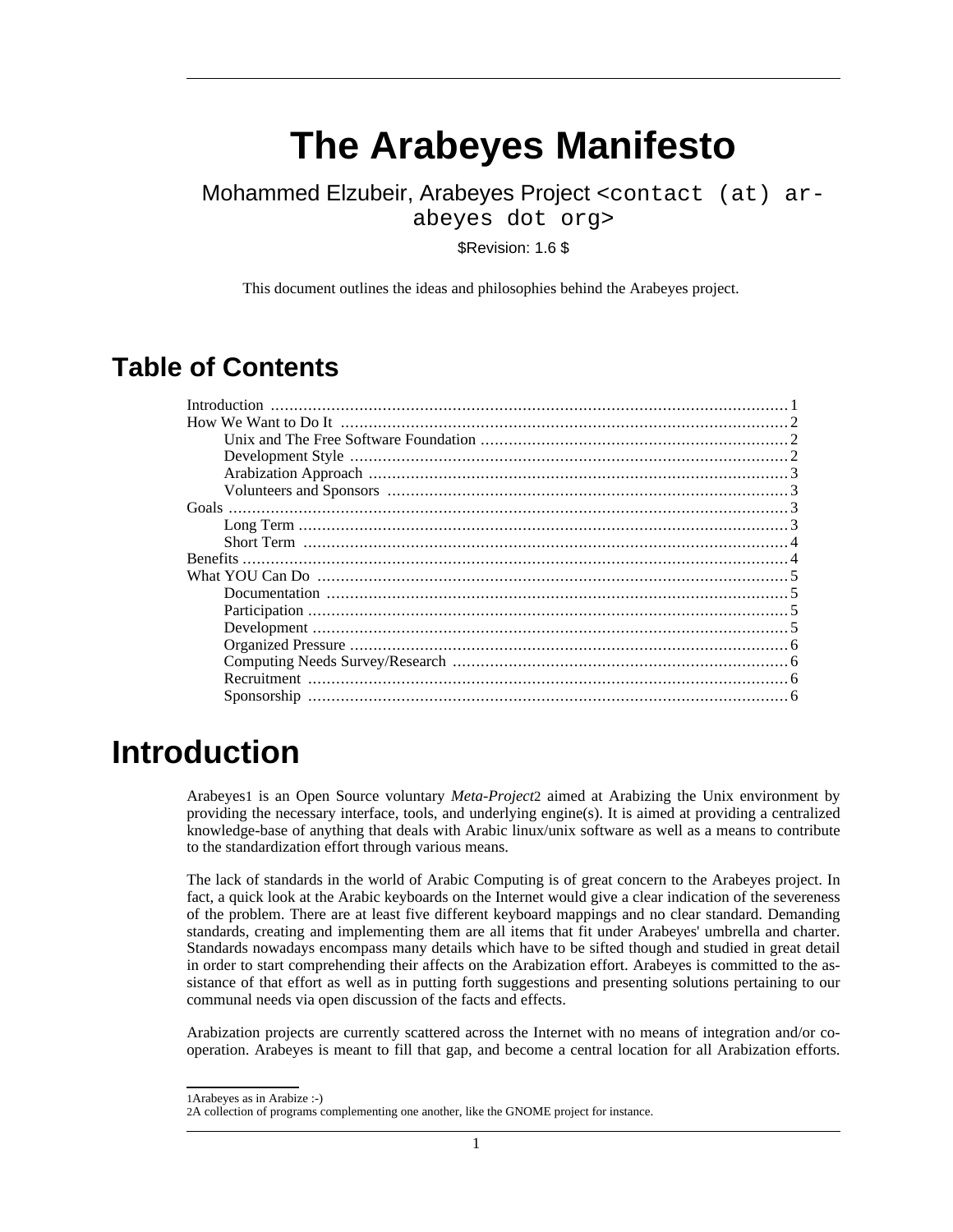# The Arabeyes Manifesto

Mohammed Elzubeir, Arabeyes Project <contact (at) arabeyes dot org>

$Revision: 1.6 $

This document outlines the ideas and philosophies behind the Arabeyes project.

## Table of Contents

- Introduction ..... 1
- How We Want to Do It ..... 2
  - Unix and The Free Software Foundation ..... 2
  - Development Style ..... 2
  - Arabization Approach ..... 3
  - Volunteers and Sponsors ..... 3
- Goals ..... 3
  - Long Term ..... 3
  - Short Term ..... 4
- Benefits ..... 4
- What YOU Can Do ..... 5
  - Documentation ..... 5
  - Participation ..... 5
  - Development ..... 5
  - Organized Pressure ..... 6
  - Computing Needs Survey/Research ..... 6
  - Recruitment ..... 6
  - Sponsorship ..... 6

# Introduction

Arabeyes[1] is an Open Source voluntary *Meta-Project*[2] aimed at Arabizing the Unix environment by providing the necessary interface, tools, and underlying engine(s). It is aimed at providing a centralized knowledge-base of anything that deals with Arabic linux/unix software as well as a means to contribute to the standardization effort through various means.

The lack of standards in the world of Arabic Computing is of great concern to the Arabeyes project. In fact, a quick look at the Arabic keyboards on the Internet would give a clear indication of the severeness of the problem. There are at least five different keyboard mappings and no clear standard. Demanding standards, creating and implementing them are all items that fit under Arabeyes' umbrella and charter. Standards nowadays encompass many details which have to be sifted though and studied in great detail in order to start comprehending their affects on the Arabization effort. Arabeyes is committed to the assistance of that effort as well as in putting forth suggestions and presenting solutions pertaining to our communal needs via open discussion of the facts and effects.

Arabization projects are currently scattered across the Internet with no means of integration and/or cooperation. Arabeyes is meant to fill that gap, and become a central location for all Arabization efforts.

---

[1] Arabeyes as in Arabize :-)

[2] A collection of programs complementing one another, like the GNOME project for instance.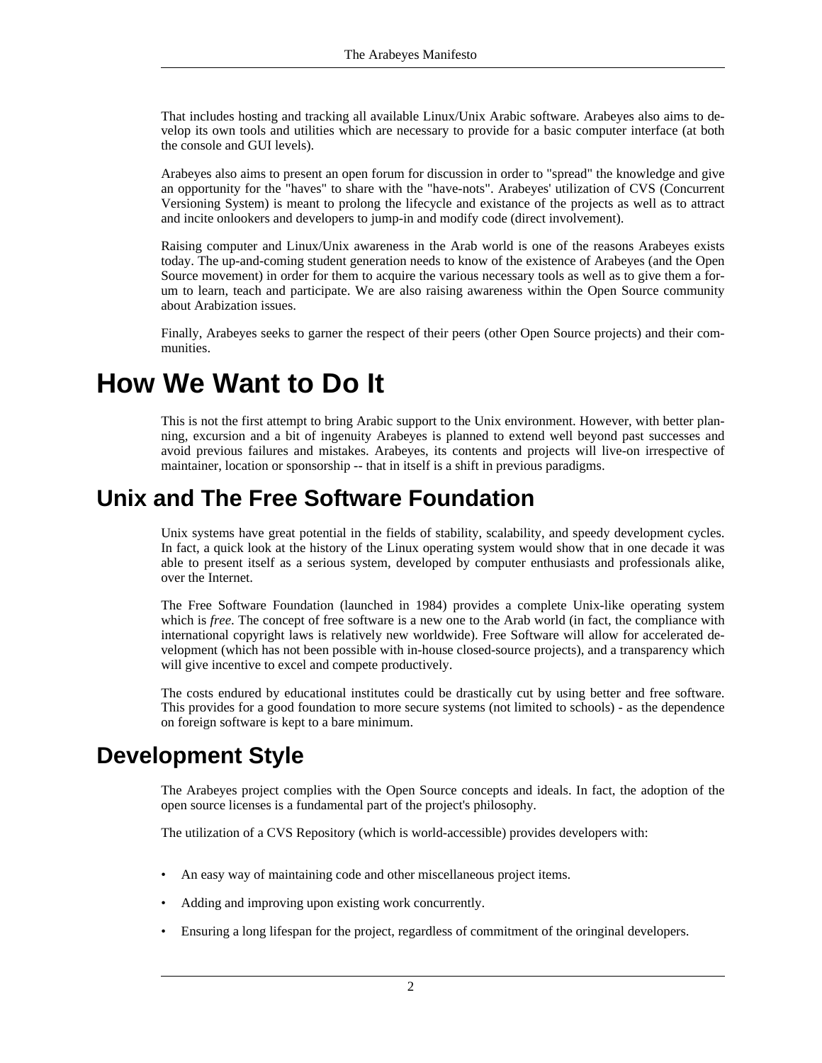That includes hosting and tracking all available Linux/Unix Arabic software. Arabeyes also aims to develop its own tools and utilities which are necessary to provide for a basic computer interface (at both the console and GUI levels).

Arabeyes also aims to present an open forum for discussion in order to "spread" the knowledge and give an opportunity for the "haves" to share with the "have-nots". Arabeyes' utilization of CVS (Concurrent Versioning System) is meant to prolong the lifecycle and existance of the projects as well as to attract and incite onlookers and developers to jump-in and modify code (direct involvement).

Raising computer and Linux/Unix awareness in the Arab world is one of the reasons Arabeyes exists today. The up-and-coming student generation needs to know of the existence of Arabeyes (and the Open Source movement) in order for them to acquire the various necessary tools as well as to give them a forum to learn, teach and participate. We are also raising awareness within the Open Source community about Arabization issues.

Finally, Arabeyes seeks to garner the respect of their peers (other Open Source projects) and their communities.

# How We Want to Do It

This is not the first attempt to bring Arabic support to the Unix environment. However, with better planning, excursion and a bit of ingenuity Arabeyes is planned to extend well beyond past successes and avoid previous failures and mistakes. Arabeyes, its contents and projects will live-on irrespective of maintainer, location or sponsorship -- that in itself is a shift in previous paradigms.

## Unix and The Free Software Foundation

Unix systems have great potential in the fields of stability, scalability, and speedy development cycles. In fact, a quick look at the history of the Linux operating system would show that in one decade it was able to present itself as a serious system, developed by computer enthusiasts and professionals alike, over the Internet.

The Free Software Foundation (launched in 1984) provides a complete Unix-like operating system which is *free*. The concept of free software is a new one to the Arab world (in fact, the compliance with international copyright laws is relatively new worldwide). Free Software will allow for accelerated development (which has not been possible with in-house closed-source projects), and a transparency which will give incentive to excel and compete productively.

The costs endured by educational institutes could be drastically cut by using better and free software. This provides for a good foundation to more secure systems (not limited to schools) - as the dependence on foreign software is kept to a bare minimum.

## Development Style

The Arabeyes project complies with the Open Source concepts and ideals. In fact, the adoption of the open source licenses is a fundamental part of the project's philosophy.

The utilization of a CVS Repository (which is world-accessible) provides developers with:

- An easy way of maintaining code and other miscellaneous project items.
- Adding and improving upon existing work concurrently.
- Ensuring a long lifespan for the project, regardless of commitment of the oringinal developers.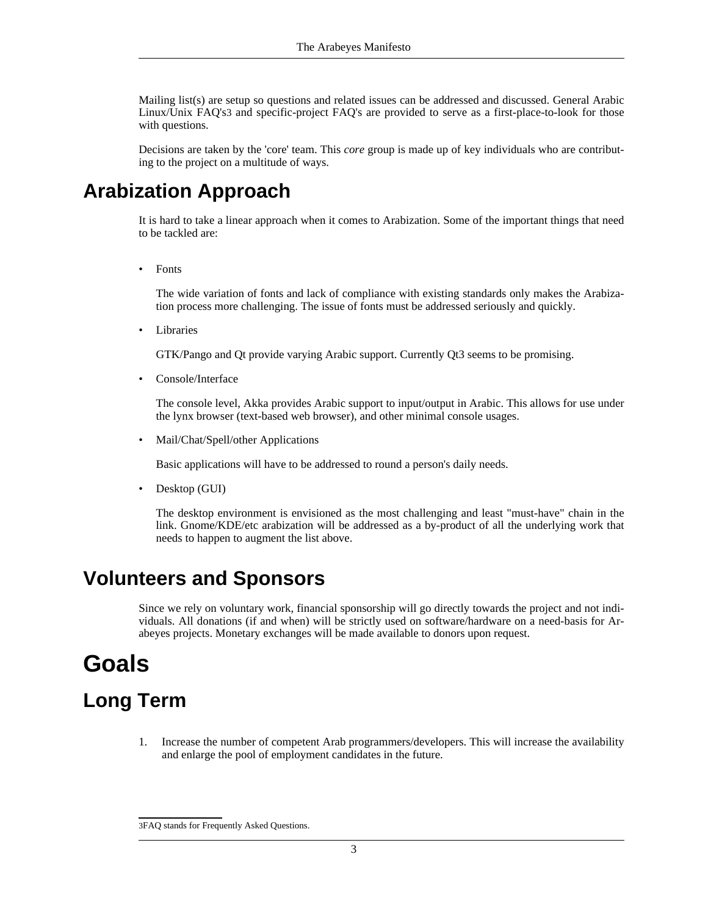Mailing list(s) are setup so questions and related issues can be addressed and discussed. General Arabic Linux/Unix FAQ's[3] and specific-project FAQ's are provided to serve as a first-place-to-look for those with questions.

Decisions are taken by the 'core' team. This *core* group is made up of key individuals who are contributing to the project on a multitude of ways.

## Arabization Approach

It is hard to take a linear approach when it comes to Arabization. Some of the important things that need to be tackled are:

- Fonts

  The wide variation of fonts and lack of compliance with existing standards only makes the Arabization process more challenging. The issue of fonts must be addressed seriously and quickly.

- Libraries

  GTK/Pango and Qt provide varying Arabic support. Currently Qt3 seems to be promising.

- Console/Interface

  The console level, Akka provides Arabic support to input/output in Arabic. This allows for use under the lynx browser (text-based web browser), and other minimal console usages.

- Mail/Chat/Spell/other Applications

  Basic applications will have to be addressed to round a person's daily needs.

- Desktop (GUI)

  The desktop environment is envisioned as the most challenging and least "must-have" chain in the link. Gnome/KDE/etc arabization will be addressed as a by-product of all the underlying work that needs to happen to augment the list above.

## Volunteers and Sponsors

Since we rely on voluntary work, financial sponsorship will go directly towards the project and not individuals. All donations (if and when) will be strictly used on software/hardware on a need-basis for Arabeyes projects. Monetary exchanges will be made available to donors upon request.

# Goals

## Long Term

1. Increase the number of competent Arab programmers/developers. This will increase the availability and enlarge the pool of employment candidates in the future.

---

[3] FAQ stands for Frequently Asked Questions.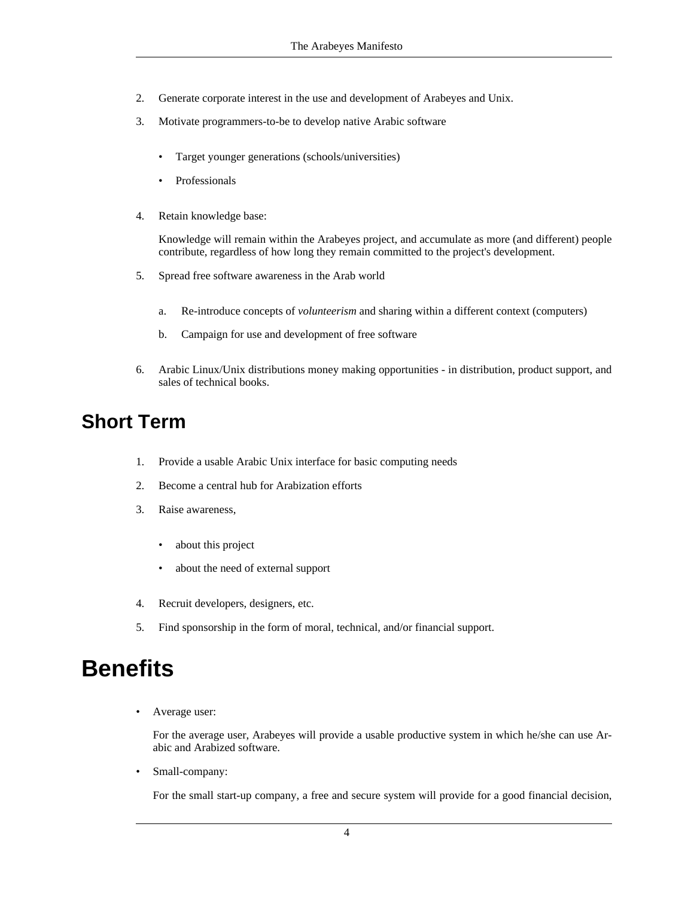2. Generate corporate interest in the use and development of Arabeyes and Unix.
3. Motivate programmers-to-be to develop native Arabic software
    - Target younger generations (schools/universities)
    - Professionals
4. Retain knowledge base:

    Knowledge will remain within the Arabeyes project, and accumulate as more (and different) people contribute, regardless of how long they remain committed to the project's development.
5. Spread free software awareness in the Arab world
    a. Re-introduce concepts of *volunteerism* and sharing within a different context (computers)
    b. Campaign for use and development of free software
6. Arabic Linux/Unix distributions money making opportunities - in distribution, product support, and sales of technical books.

## Short Term

1. Provide a usable Arabic Unix interface for basic computing needs
2. Become a central hub for Arabization efforts
3. Raise awareness,
    - about this project
    - about the need of external support
4. Recruit developers, designers, etc.
5. Find sponsorship in the form of moral, technical, and/or financial support.

# Benefits

- Average user:

  For the average user, Arabeyes will provide a usable productive system in which he/she can use Arabic and Arabized software.
- Small-company:

  For the small start-up company, a free and secure system will provide for a good financial decision,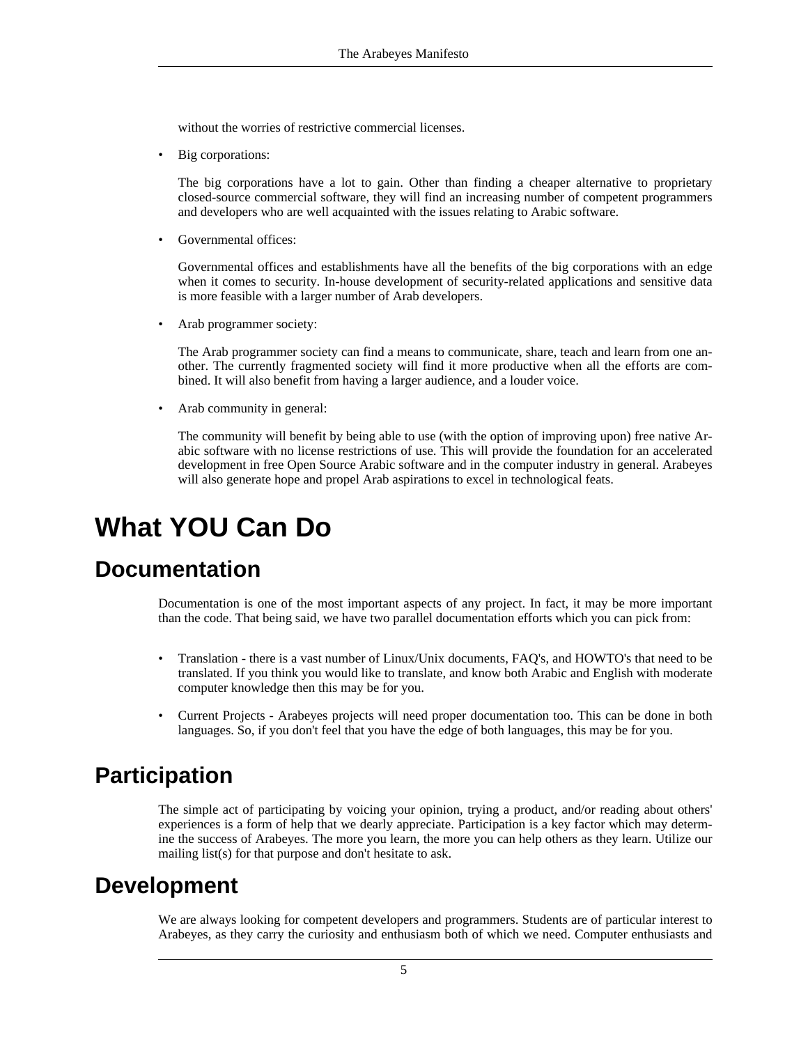without the worries of restrictive commercial licenses.

- Big corporations:

  The big corporations have a lot to gain. Other than finding a cheaper alternative to proprietary closed-source commercial software, they will find an increasing number of competent programmers and developers who are well acquainted with the issues relating to Arabic software.

- Governmental offices:

  Governmental offices and establishments have all the benefits of the big corporations with an edge when it comes to security. In-house development of security-related applications and sensitive data is more feasible with a larger number of Arab developers.

- Arab programmer society:

  The Arab programmer society can find a means to communicate, share, teach and learn from one another. The currently fragmented society will find it more productive when all the efforts are combined. It will also benefit from having a larger audience, and a louder voice.

- Arab community in general:

  The community will benefit by being able to use (with the option of improving upon) free native Arabic software with no license restrictions of use. This will provide the foundation for an accelerated development in free Open Source Arabic software and in the computer industry in general. Arabeyes will also generate hope and propel Arab aspirations to excel in technological feats.

# What YOU Can Do

## Documentation

Documentation is one of the most important aspects of any project. In fact, it may be more important than the code. That being said, we have two parallel documentation efforts which you can pick from:

- Translation - there is a vast number of Linux/Unix documents, FAQ's, and HOWTO's that need to be translated. If you think you would like to translate, and know both Arabic and English with moderate computer knowledge then this may be for you.
- Current Projects - Arabeyes projects will need proper documentation too. This can be done in both languages. So, if you don't feel that you have the edge of both languages, this may be for you.

## Participation

The simple act of participating by voicing your opinion, trying a product, and/or reading about others' experiences is a form of help that we dearly appreciate. Participation is a key factor which may determine the success of Arabeyes. The more you learn, the more you can help others as they learn. Utilize our mailing list(s) for that purpose and don't hesitate to ask.

## Development

We are always looking for competent developers and programmers. Students are of particular interest to Arabeyes, as they carry the curiosity and enthusiasm both of which we need. Computer enthusiasts and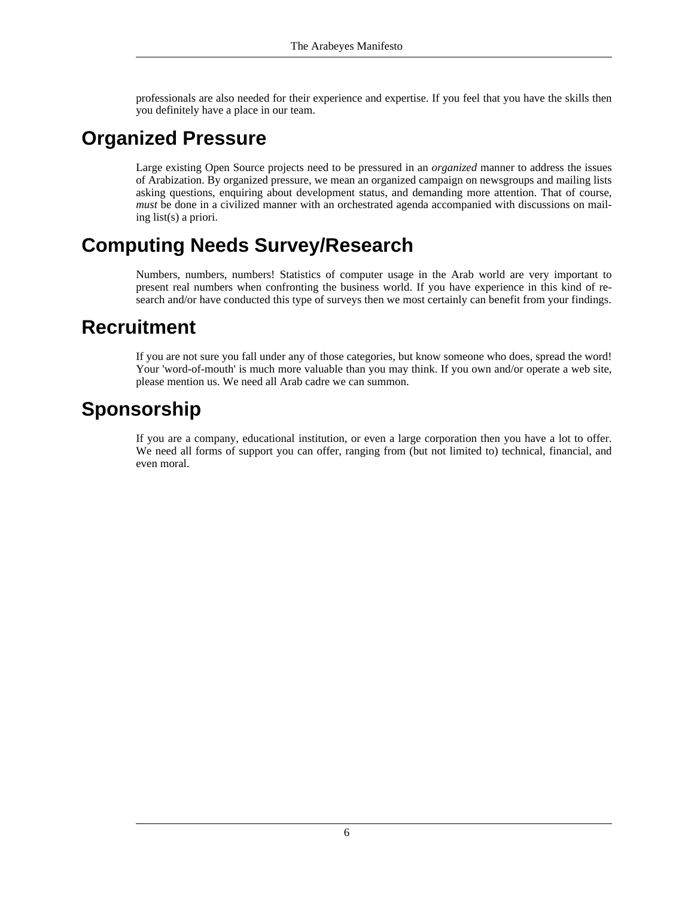professionals are also needed for their experience and expertise. If you feel that you have the skills then you definitely have a place in our team.

## Organized Pressure

Large existing Open Source projects need to be pressured in an *organized* manner to address the issues of Arabization. By organized pressure, we mean an organized campaign on newsgroups and mailing lists asking questions, enquiring about development status, and demanding more attention. That of course, *must* be done in a civilized manner with an orchestrated agenda accompanied with discussions on mailing list(s) a priori.

## Computing Needs Survey/Research

Numbers, numbers, numbers! Statistics of computer usage in the Arab world are very important to present real numbers when confronting the business world. If you have experience in this kind of research and/or have conducted this type of surveys then we most certainly can benefit from your findings.

## Recruitment

If you are not sure you fall under any of those categories, but know someone who does, spread the word! Your 'word-of-mouth' is much more valuable than you may think. If you own and/or operate a web site, please mention us. We need all Arab cadre we can summon.

## Sponsorship

If you are a company, educational institution, or even a large corporation then you have a lot to offer. We need all forms of support you can offer, ranging from (but not limited to) technical, financial, and even moral.